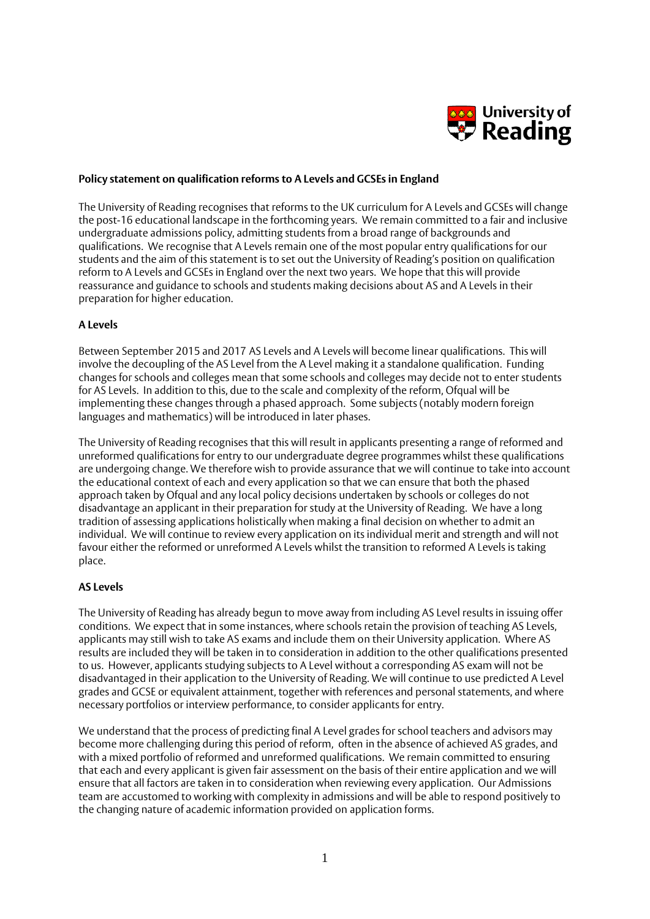**Policy statement on qualification reforms to A Levels and GCSEs in England**

The University of Reading recognises that reforms to the UK curriculum for A Levels and GCSEs will change the post-16 educational landscape in the forthcoming years. We remain committed to a fair and inclusive undergraduate admissions policy, admitting students from a broad range of backgrounds and qualifications. We recognise that A Levels remain one of the most popular entry qualifications for our students and the aim of this statement is to set out the University of Reading's position on qualification reform to A Levels and GCSEs in England over the next two years. We hope that this will provide reassurance and guidance to schools and students making decisions about AS and A Levels in their preparation for higher education.

**A Levels**

Between September 2015 and 2017 AS Levels and A Levels will become linear qualifications. This will involve the decoupling of the AS Level from the A Level making it a standalone qualification. Funding changes for schools and colleges mean that some schools and colleges may decide not to enter students for AS Levels. In addition to this, due to the scale and complexity of the reform, Ofqual will be implementing these changes through a phased approach. Some subjects (notably modern foreign languages and mathematics) will be introduced in later phases.

The University of Reading recognises that this will result in applicants presenting a range of reformed and unreformed qualifications for entry to our undergraduate degree programmes whilst these qualifications are undergoing change. We therefore wish to provide assurance that we will continue to take into account the educational context of each and every application so that we can ensure that both the phased approach taken by Ofqual and any local policy decisions undertaken by schools or colleges do not disadvantage an applicant in their preparation for study at the University of Reading. We have a long tradition of assessing applications holistically when making a final decision on whether to admit an individual. We will continue to review every application on its individual merit and strength and will not favour either the reformed or unreformed A Levels whilst the transition to reformed A Levels is taking place.

**AS Levels**

The University of Reading has already begun to move away from including AS Level results in issuing offer conditions. We expect that in some instances, where schools retain the provision of teaching AS Levels, applicants may still wish to take AS exams and include them on their University application. Where AS results are included they will be taken in to consideration in addition to the other qualifications presented to us. However, applicants studying subjects to A Level without a corresponding AS exam will not be disadvantaged in their application to the University of Reading. We will continue to use predicted A Level grades and GCSE or equivalent attainment, together with references and personal statements, and where necessary portfolios or interview performance, to consider applicants for entry.

We understand that the process of predicting final A Level grades for school teachers and advisors may become more challenging during this period of reform, often in the absence of achieved AS grades, and with a mixed portfolio of reformed and unreformed qualifications. We remain committed to ensuring that each and every applicant is given fair assessment on the basis of their entire application and we will ensure that all factors are taken in to consideration when reviewing every application. Our Admissions team are accustomed to working with complexity in admissions and will be able to respond positively to the changing nature of academic information provided on application forms.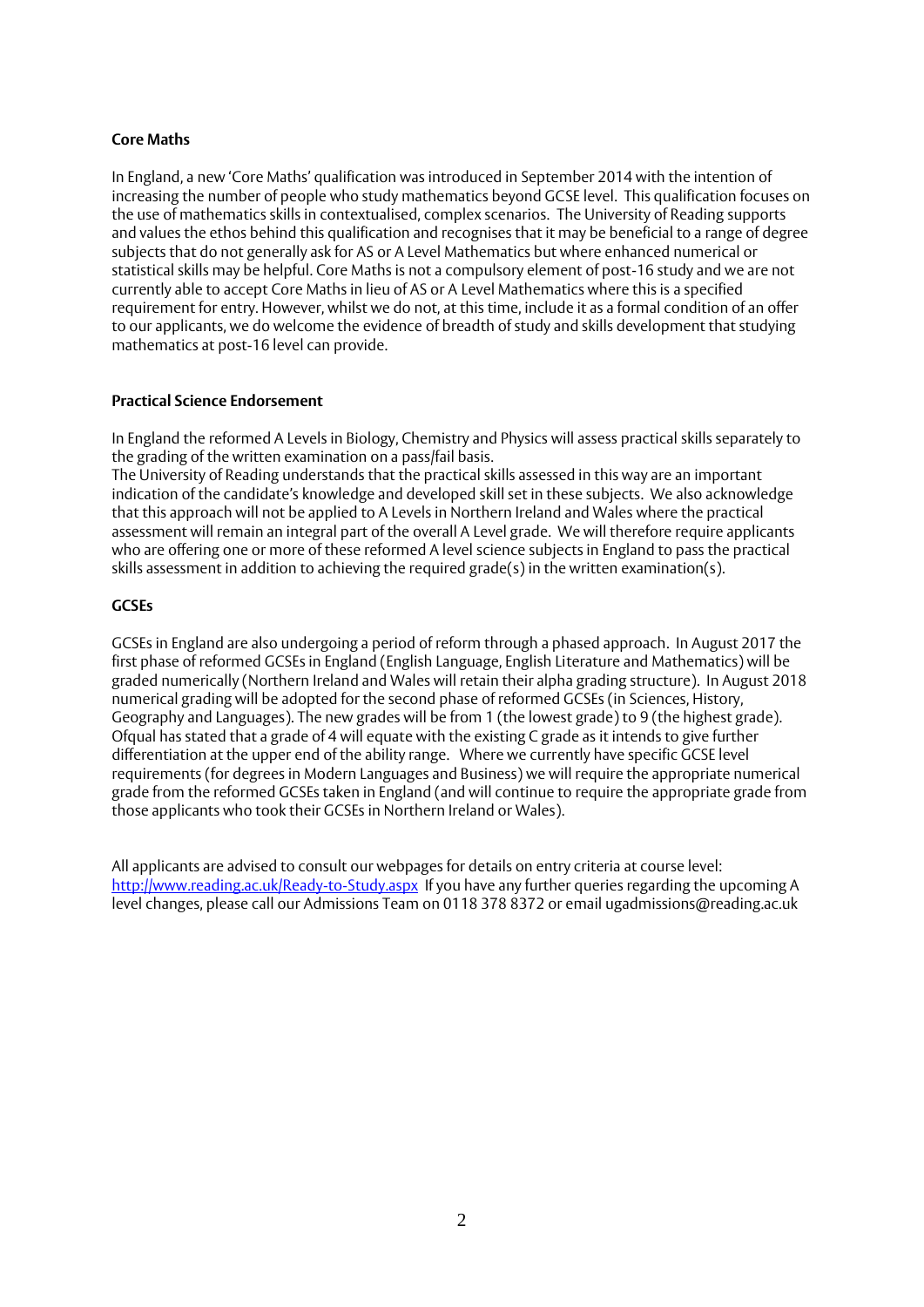**Core Maths**

In England, a new 'Core Maths' qualification was introduced in September 2014 with the intention of increasing the number of people who study mathematics beyond GCSE level. This qualification focuses on the use of mathematics skills in contextualised, complex scenarios. The University of Reading supports and values the ethos behind this qualification and recognises that it may be beneficial to a range of degree subjects that do not generally ask for AS or A Level Mathematics but where enhanced numerical or statistical skills may be helpful. Core Maths is not a compulsory element of post-16 study and we are not currently able to accept Core Maths in lieu of AS or A Level Mathematics where this is a specified requirement for entry. However, whilst we do not, at this time, include it as a formal condition of an offer to our applicants, we do welcome the evidence of breadth of study and skills development that studying mathematics at post-16 level can provide.

**Practical Science Endorsement**

In England the reformed A Levels in Biology, Chemistry and Physics will assess practical skills separately to the grading of the written examination on a pass/fail basis.
The University of Reading understands that the practical skills assessed in this way are an important indication of the candidate's knowledge and developed skill set in these subjects. We also acknowledge that this approach will not be applied to A Levels in Northern Ireland and Wales where the practical assessment will remain an integral part of the overall A Level grade. We will therefore require applicants who are offering one or more of these reformed A level science subjects in England to pass the practical skills assessment in addition to achieving the required grade(s) in the written examination(s).

**GCSEs**

GCSEs in England are also undergoing a period of reform through a phased approach. In August 2017 the first phase of reformed GCSEs in England (English Language, English Literature and Mathematics) will be graded numerically (Northern Ireland and Wales will retain their alpha grading structure). In August 2018 numerical grading will be adopted for the second phase of reformed GCSEs (in Sciences, History, Geography and Languages). The new grades will be from 1 (the lowest grade) to 9 (the highest grade). Ofqual has stated that a grade of 4 will equate with the existing C grade as it intends to give further differentiation at the upper end of the ability range. Where we currently have specific GCSE level requirements (for degrees in Modern Languages and Business) we will require the appropriate numerical grade from the reformed GCSEs taken in England (and will continue to require the appropriate grade from those applicants who took their GCSEs in Northern Ireland or Wales).

All applicants are advised to consult our webpages for details on entry criteria at course level: [http://www.reading.ac.uk/Ready-to-Study.aspx](http://www.reading.ac.uk/Ready-to-Study.aspx) If you have any further queries regarding the upcoming A level changes, please call our Admissions Team on 0118 378 8372 or email ugadmissions@reading.ac.uk